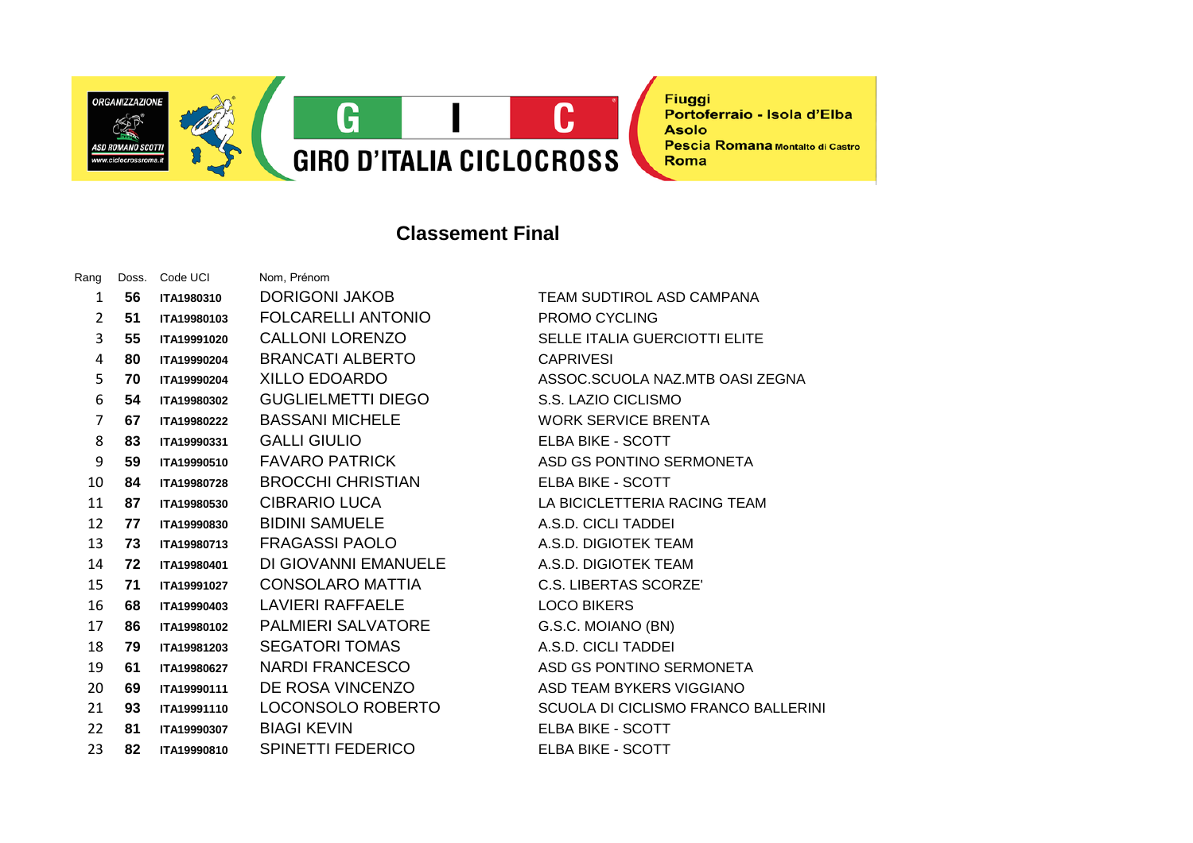ORGANIZZAZIONE
ASD ROMANO SCOTTI
www.ciclocrossroma.it

G I C
GIRO D'ITALIA CICLOCROSS

Fiuggi
Portoferraio - Isola d'Elba
Asolo
Pescia Romana Montalto di Castro
Roma

## Classement Final

| Rang | Doss. | Code UCI | Nom, Prénom | |
|---|---|---|---|---|
| 1 | **56** | **ITA1980310** | DORIGONI JAKOB | TEAM SUDTIROL ASD CAMPANA |
| 2 | **51** | **ITA19980103** | FOLCARELLI ANTONIO | PROMO CYCLING |
| 3 | **55** | **ITA19991020** | CALLONI LORENZO | SELLE ITALIA GUERCIOTTI ELITE |
| 4 | **80** | **ITA19990204** | BRANCATI ALBERTO | CAPRIVESI |
| 5 | **70** | **ITA19990204** | XILLO EDOARDO | ASSOC.SCUOLA NAZ.MTB OASI ZEGNA |
| 6 | **54** | **ITA19980302** | GUGLIELMETTI DIEGO | S.S. LAZIO CICLISMO |
| 7 | **67** | **ITA19980222** | BASSANI MICHELE | WORK SERVICE BRENTA |
| 8 | **83** | **ITA19990331** | GALLI GIULIO | ELBA BIKE - SCOTT |
| 9 | **59** | **ITA19990510** | FAVARO PATRICK | ASD GS PONTINO SERMONETA |
| 10 | **84** | **ITA19980728** | BROCCHI CHRISTIAN | ELBA BIKE - SCOTT |
| 11 | **87** | **ITA19980530** | CIBRARIO LUCA | LA BICICLETTERIA RACING TEAM |
| 12 | **77** | **ITA19990830** | BIDINI SAMUELE | A.S.D. CICLI TADDEI |
| 13 | **73** | **ITA19980713** | FRAGASSI PAOLO | A.S.D. DIGIOTEK TEAM |
| 14 | **72** | **ITA19980401** | DI GIOVANNI EMANUELE | A.S.D. DIGIOTEK TEAM |
| 15 | **71** | **ITA19991027** | CONSOLARO MATTIA | C.S. LIBERTAS SCORZE' |
| 16 | **68** | **ITA19990403** | LAVIERI RAFFAELE | LOCO BIKERS |
| 17 | **86** | **ITA19980102** | PALMIERI SALVATORE | G.S.C. MOIANO (BN) |
| 18 | **79** | **ITA19981203** | SEGATORI TOMAS | A.S.D. CICLI TADDEI |
| 19 | **61** | **ITA19980627** | NARDI FRANCESCO | ASD GS PONTINO SERMONETA |
| 20 | **69** | **ITA19990111** | DE ROSA VINCENZO | ASD TEAM BYKERS VIGGIANO |
| 21 | **93** | **ITA19991110** | LOCONSOLO ROBERTO | SCUOLA DI CICLISMO FRANCO BALLERINI |
| 22 | **81** | **ITA19990307** | BIAGI KEVIN | ELBA BIKE - SCOTT |
| 23 | **82** | **ITA19990810** | SPINETTI FEDERICO | ELBA BIKE - SCOTT |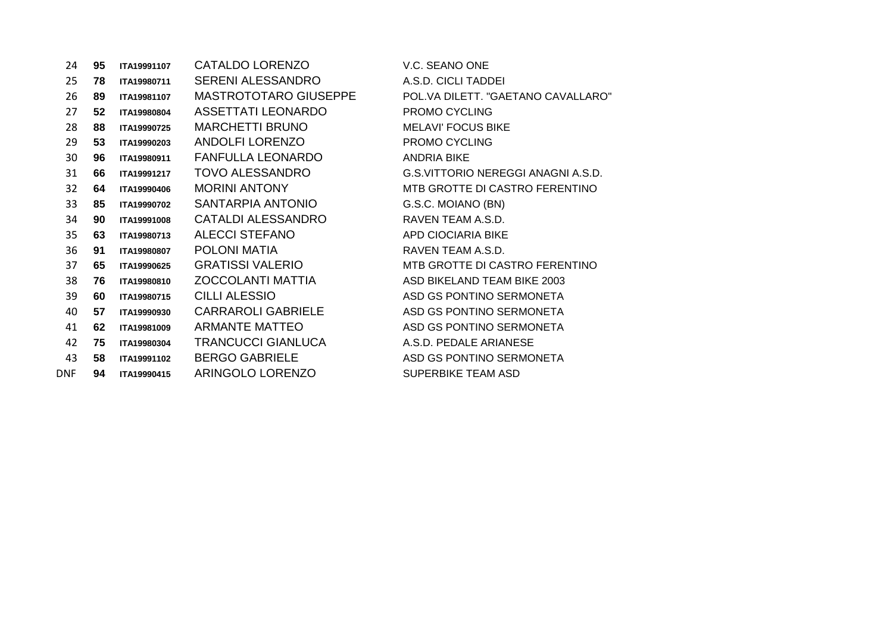| | | | | |
|---|---|---|---|---|
| 24 | **95** | **ITA19991107** | CATALDO LORENZO | V.C. SEANO ONE |
| 25 | **78** | **ITA19980711** | SERENI ALESSANDRO | A.S.D. CICLI TADDEI |
| 26 | **89** | **ITA19981107** | MASTROTOTARO GIUSEPPE | POL.VA DILETT. "GAETANO CAVALLARO" |
| 27 | **52** | **ITA19980804** | ASSETTATI LEONARDO | PROMO CYCLING |
| 28 | **88** | **ITA19990725** | MARCHETTI BRUNO | MELAVI' FOCUS BIKE |
| 29 | **53** | **ITA19990203** | ANDOLFI LORENZO | PROMO CYCLING |
| 30 | **96** | **ITA19980911** | FANFULLA LEONARDO | ANDRIA BIKE |
| 31 | **66** | **ITA19991217** | TOVO ALESSANDRO | G.S.VITTORIO NEREGGI ANAGNI A.S.D. |
| 32 | **64** | **ITA19990406** | MORINI ANTONY | MTB GROTTE DI CASTRO FERENTINO |
| 33 | **85** | **ITA19990702** | SANTARPIA ANTONIO | G.S.C. MOIANO (BN) |
| 34 | **90** | **ITA19991008** | CATALDI ALESSANDRO | RAVEN TEAM A.S.D. |
| 35 | **63** | **ITA19980713** | ALECCI STEFANO | APD CIOCIARIA BIKE |
| 36 | **91** | **ITA19980807** | POLONI MATIA | RAVEN TEAM A.S.D. |
| 37 | **65** | **ITA19990625** | GRATISSI VALERIO | MTB GROTTE DI CASTRO FERENTINO |
| 38 | **76** | **ITA19980810** | ZOCCOLANTI MATTIA | ASD BIKELAND TEAM BIKE 2003 |
| 39 | **60** | **ITA19980715** | CILLI ALESSIO | ASD GS PONTINO SERMONETA |
| 40 | **57** | **ITA19990930** | CARRAROLI GABRIELE | ASD GS PONTINO SERMONETA |
| 41 | **62** | **ITA19981009** | ARMANTE MATTEO | ASD GS PONTINO SERMONETA |
| 42 | **75** | **ITA19980304** | TRANCUCCI GIANLUCA | A.S.D. PEDALE ARIANESE |
| 43 | **58** | **ITA19991102** | BERGO GABRIELE | ASD GS PONTINO SERMONETA |
| DNF | **94** | **ITA19990415** | ARINGOLO LORENZO | SUPERBIKE TEAM ASD |